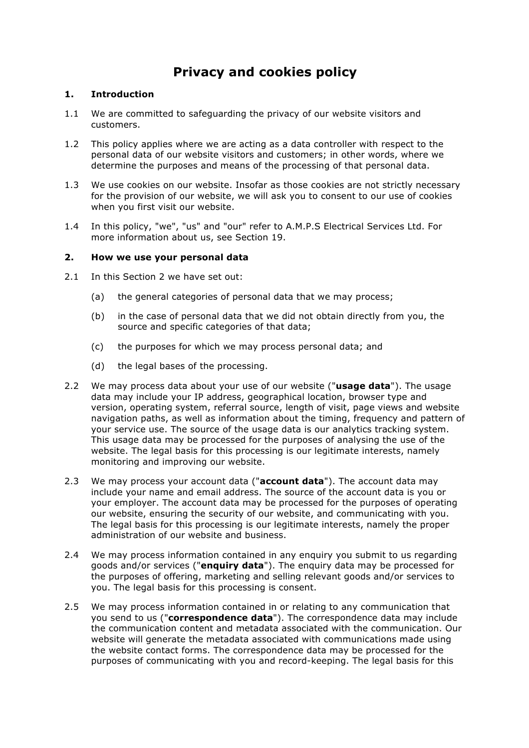# Privacy and cookies policy

## 1. Introduction

1.1 We are committed to safeguarding the privacy of our website visitors and customers.

1.2 This policy applies where we are acting as a data controller with respect to the personal data of our website visitors and customers; in other words, where we determine the purposes and means of the processing of that personal data.

1.3 We use cookies on our website. Insofar as those cookies are not strictly necessary for the provision of our website, we will ask you to consent to our use of cookies when you first visit our website.

1.4 In this policy, "we", "us" and "our" refer to A.M.P.S Electrical Services Ltd. For more information about us, see Section 19.

## 2. How we use your personal data

2.1 In this Section 2 we have set out:

- (a) the general categories of personal data that we may process;
- (b) in the case of personal data that we did not obtain directly from you, the source and specific categories of that data;
- (c) the purposes for which we may process personal data; and
- (d) the legal bases of the processing.

2.2 We may process data about your use of our website ("**usage data**"). The usage data may include your IP address, geographical location, browser type and version, operating system, referral source, length of visit, page views and website navigation paths, as well as information about the timing, frequency and pattern of your service use. The source of the usage data is our analytics tracking system. This usage data may be processed for the purposes of analysing the use of the website. The legal basis for this processing is our legitimate interests, namely monitoring and improving our website.

2.3 We may process your account data ("**account data**"). The account data may include your name and email address. The source of the account data is you or your employer. The account data may be processed for the purposes of operating our website, ensuring the security of our website, and communicating with you. The legal basis for this processing is our legitimate interests, namely the proper administration of our website and business.

2.4 We may process information contained in any enquiry you submit to us regarding goods and/or services ("**enquiry data**"). The enquiry data may be processed for the purposes of offering, marketing and selling relevant goods and/or services to you. The legal basis for this processing is consent.

2.5 We may process information contained in or relating to any communication that you send to us ("**correspondence data**"). The correspondence data may include the communication content and metadata associated with the communication. Our website will generate the metadata associated with communications made using the website contact forms. The correspondence data may be processed for the purposes of communicating with you and record-keeping. The legal basis for this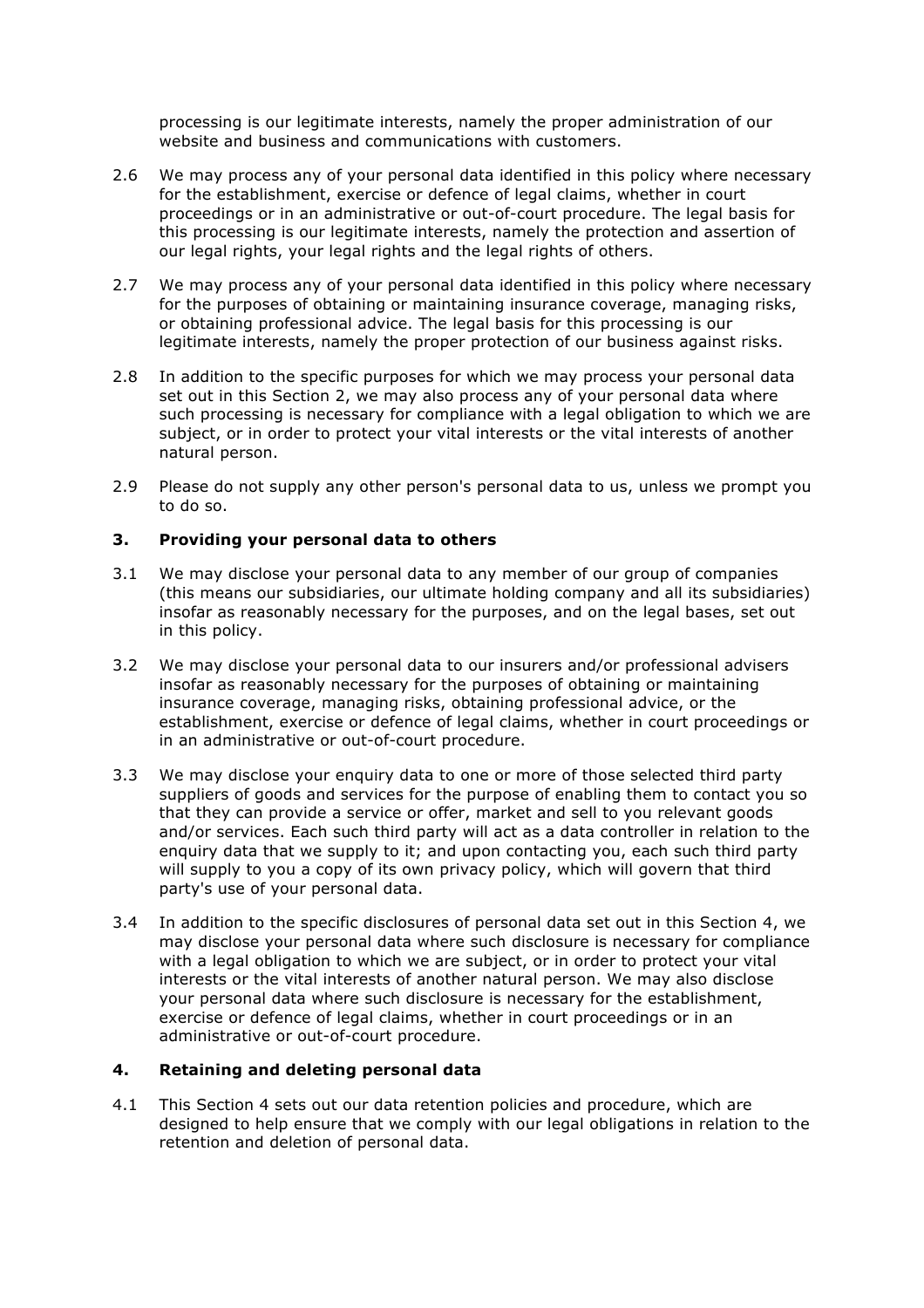processing is our legitimate interests, namely the proper administration of our website and business and communications with customers.

2.6 We may process any of your personal data identified in this policy where necessary for the establishment, exercise or defence of legal claims, whether in court proceedings or in an administrative or out-of-court procedure. The legal basis for this processing is our legitimate interests, namely the protection and assertion of our legal rights, your legal rights and the legal rights of others.

2.7 We may process any of your personal data identified in this policy where necessary for the purposes of obtaining or maintaining insurance coverage, managing risks, or obtaining professional advice. The legal basis for this processing is our legitimate interests, namely the proper protection of our business against risks.

2.8 In addition to the specific purposes for which we may process your personal data set out in this Section 2, we may also process any of your personal data where such processing is necessary for compliance with a legal obligation to which we are subject, or in order to protect your vital interests or the vital interests of another natural person.

2.9 Please do not supply any other person's personal data to us, unless we prompt you to do so.

## 3. Providing your personal data to others

3.1 We may disclose your personal data to any member of our group of companies (this means our subsidiaries, our ultimate holding company and all its subsidiaries) insofar as reasonably necessary for the purposes, and on the legal bases, set out in this policy.

3.2 We may disclose your personal data to our insurers and/or professional advisers insofar as reasonably necessary for the purposes of obtaining or maintaining insurance coverage, managing risks, obtaining professional advice, or the establishment, exercise or defence of legal claims, whether in court proceedings or in an administrative or out-of-court procedure.

3.3 We may disclose your enquiry data to one or more of those selected third party suppliers of goods and services for the purpose of enabling them to contact you so that they can provide a service or offer, market and sell to you relevant goods and/or services. Each such third party will act as a data controller in relation to the enquiry data that we supply to it; and upon contacting you, each such third party will supply to you a copy of its own privacy policy, which will govern that third party's use of your personal data.

3.4 In addition to the specific disclosures of personal data set out in this Section 4, we may disclose your personal data where such disclosure is necessary for compliance with a legal obligation to which we are subject, or in order to protect your vital interests or the vital interests of another natural person. We may also disclose your personal data where such disclosure is necessary for the establishment, exercise or defence of legal claims, whether in court proceedings or in an administrative or out-of-court procedure.

## 4. Retaining and deleting personal data

4.1 This Section 4 sets out our data retention policies and procedure, which are designed to help ensure that we comply with our legal obligations in relation to the retention and deletion of personal data.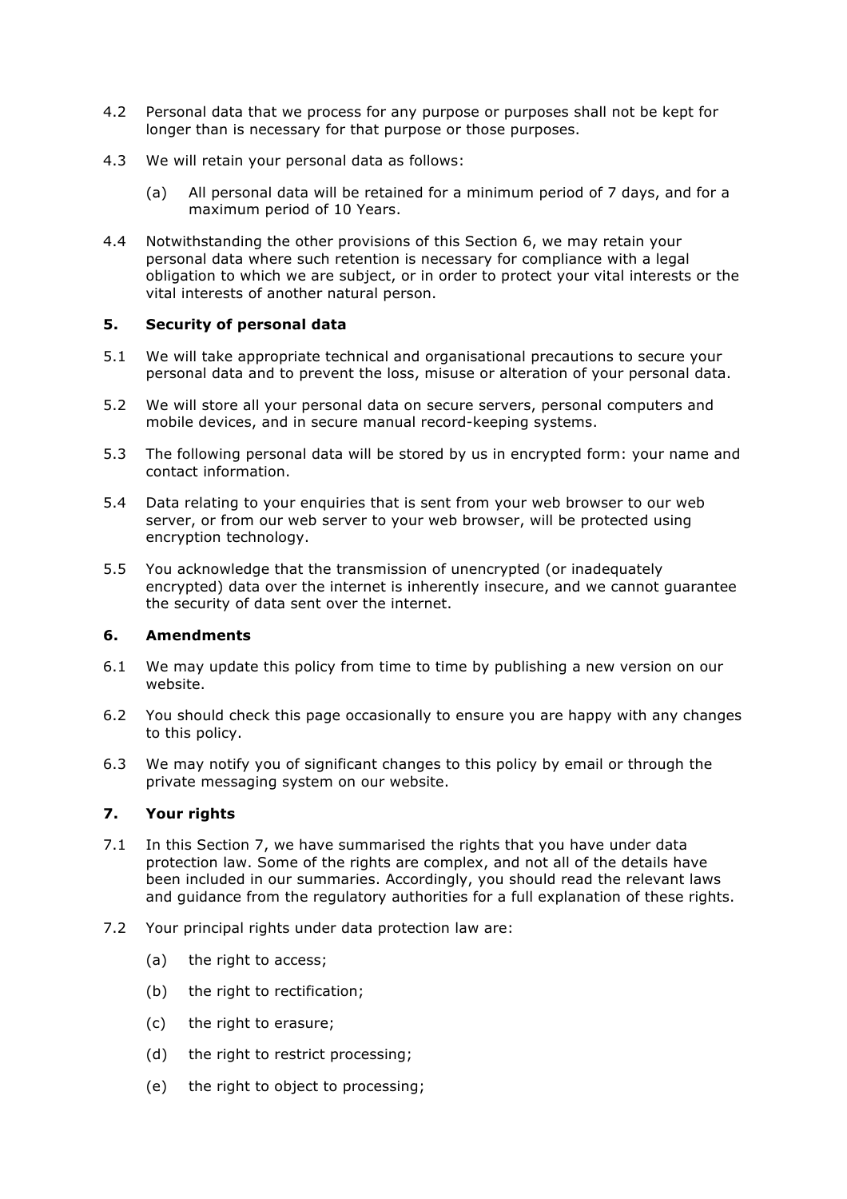4.2 Personal data that we process for any purpose or purposes shall not be kept for longer than is necessary for that purpose or those purposes.

4.3 We will retain your personal data as follows:

(a) All personal data will be retained for a minimum period of 7 days, and for a maximum period of 10 Years.

4.4 Notwithstanding the other provisions of this Section 6, we may retain your personal data where such retention is necessary for compliance with a legal obligation to which we are subject, or in order to protect your vital interests or the vital interests of another natural person.

## 5. Security of personal data

5.1 We will take appropriate technical and organisational precautions to secure your personal data and to prevent the loss, misuse or alteration of your personal data.

5.2 We will store all your personal data on secure servers, personal computers and mobile devices, and in secure manual record-keeping systems.

5.3 The following personal data will be stored by us in encrypted form: your name and contact information.

5.4 Data relating to your enquiries that is sent from your web browser to our web server, or from our web server to your web browser, will be protected using encryption technology.

5.5 You acknowledge that the transmission of unencrypted (or inadequately encrypted) data over the internet is inherently insecure, and we cannot guarantee the security of data sent over the internet.

## 6. Amendments

6.1 We may update this policy from time to time by publishing a new version on our website.

6.2 You should check this page occasionally to ensure you are happy with any changes to this policy.

6.3 We may notify you of significant changes to this policy by email or through the private messaging system on our website.

## 7. Your rights

7.1 In this Section 7, we have summarised the rights that you have under data protection law. Some of the rights are complex, and not all of the details have been included in our summaries. Accordingly, you should read the relevant laws and guidance from the regulatory authorities for a full explanation of these rights.

7.2 Your principal rights under data protection law are:

(a) the right to access;

(b) the right to rectification;

(c) the right to erasure;

(d) the right to restrict processing;

(e) the right to object to processing;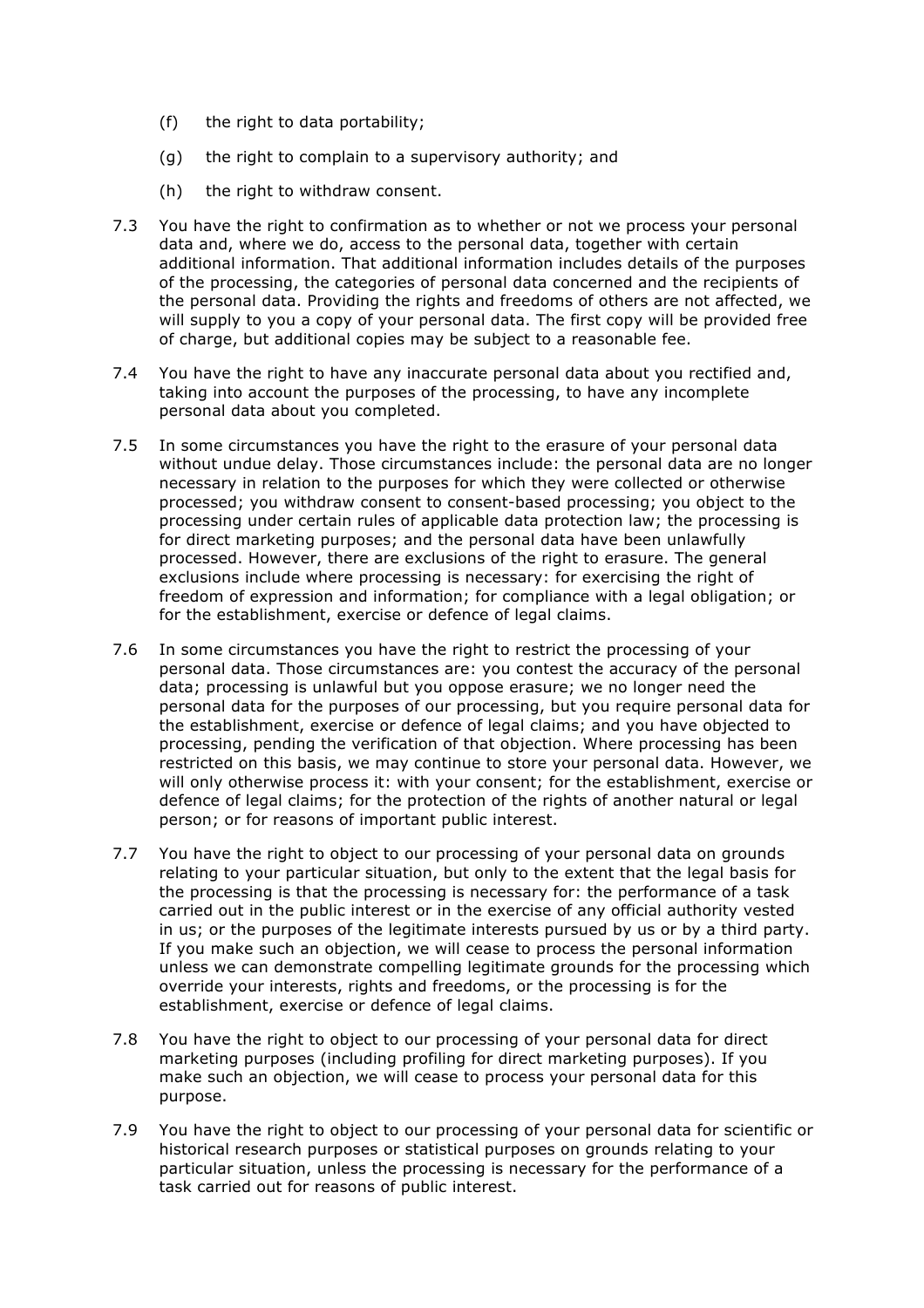(f) the right to data portability;

(g) the right to complain to a supervisory authority; and

(h) the right to withdraw consent.

7.3 You have the right to confirmation as to whether or not we process your personal data and, where we do, access to the personal data, together with certain additional information. That additional information includes details of the purposes of the processing, the categories of personal data concerned and the recipients of the personal data. Providing the rights and freedoms of others are not affected, we will supply to you a copy of your personal data. The first copy will be provided free of charge, but additional copies may be subject to a reasonable fee.

7.4 You have the right to have any inaccurate personal data about you rectified and, taking into account the purposes of the processing, to have any incomplete personal data about you completed.

7.5 In some circumstances you have the right to the erasure of your personal data without undue delay. Those circumstances include: the personal data are no longer necessary in relation to the purposes for which they were collected or otherwise processed; you withdraw consent to consent-based processing; you object to the processing under certain rules of applicable data protection law; the processing is for direct marketing purposes; and the personal data have been unlawfully processed. However, there are exclusions of the right to erasure. The general exclusions include where processing is necessary: for exercising the right of freedom of expression and information; for compliance with a legal obligation; or for the establishment, exercise or defence of legal claims.

7.6 In some circumstances you have the right to restrict the processing of your personal data. Those circumstances are: you contest the accuracy of the personal data; processing is unlawful but you oppose erasure; we no longer need the personal data for the purposes of our processing, but you require personal data for the establishment, exercise or defence of legal claims; and you have objected to processing, pending the verification of that objection. Where processing has been restricted on this basis, we may continue to store your personal data. However, we will only otherwise process it: with your consent; for the establishment, exercise or defence of legal claims; for the protection of the rights of another natural or legal person; or for reasons of important public interest.

7.7 You have the right to object to our processing of your personal data on grounds relating to your particular situation, but only to the extent that the legal basis for the processing is that the processing is necessary for: the performance of a task carried out in the public interest or in the exercise of any official authority vested in us; or the purposes of the legitimate interests pursued by us or by a third party. If you make such an objection, we will cease to process the personal information unless we can demonstrate compelling legitimate grounds for the processing which override your interests, rights and freedoms, or the processing is for the establishment, exercise or defence of legal claims.

7.8 You have the right to object to our processing of your personal data for direct marketing purposes (including profiling for direct marketing purposes). If you make such an objection, we will cease to process your personal data for this purpose.

7.9 You have the right to object to our processing of your personal data for scientific or historical research purposes or statistical purposes on grounds relating to your particular situation, unless the processing is necessary for the performance of a task carried out for reasons of public interest.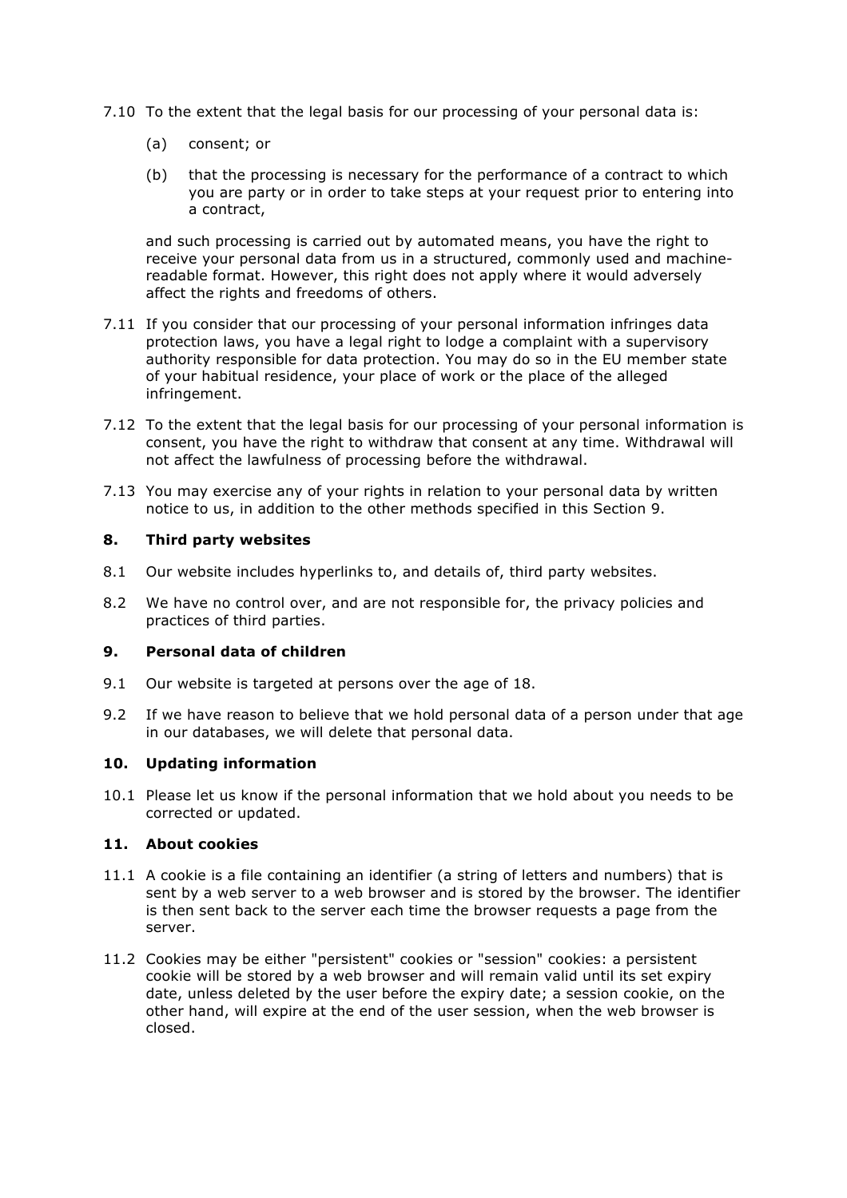7.10 To the extent that the legal basis for our processing of your personal data is:

(a) consent; or

(b) that the processing is necessary for the performance of a contract to which you are party or in order to take steps at your request prior to entering into a contract,

and such processing is carried out by automated means, you have the right to receive your personal data from us in a structured, commonly used and machine-readable format. However, this right does not apply where it would adversely affect the rights and freedoms of others.

7.11 If you consider that our processing of your personal information infringes data protection laws, you have a legal right to lodge a complaint with a supervisory authority responsible for data protection. You may do so in the EU member state of your habitual residence, your place of work or the place of the alleged infringement.

7.12 To the extent that the legal basis for our processing of your personal information is consent, you have the right to withdraw that consent at any time. Withdrawal will not affect the lawfulness of processing before the withdrawal.

7.13 You may exercise any of your rights in relation to your personal data by written notice to us, in addition to the other methods specified in this Section 9.

## 8. Third party websites

8.1 Our website includes hyperlinks to, and details of, third party websites.

8.2 We have no control over, and are not responsible for, the privacy policies and practices of third parties.

## 9. Personal data of children

9.1 Our website is targeted at persons over the age of 18.

9.2 If we have reason to believe that we hold personal data of a person under that age in our databases, we will delete that personal data.

## 10. Updating information

10.1 Please let us know if the personal information that we hold about you needs to be corrected or updated.

## 11. About cookies

11.1 A cookie is a file containing an identifier (a string of letters and numbers) that is sent by a web server to a web browser and is stored by the browser. The identifier is then sent back to the server each time the browser requests a page from the server.

11.2 Cookies may be either "persistent" cookies or "session" cookies: a persistent cookie will be stored by a web browser and will remain valid until its set expiry date, unless deleted by the user before the expiry date; a session cookie, on the other hand, will expire at the end of the user session, when the web browser is closed.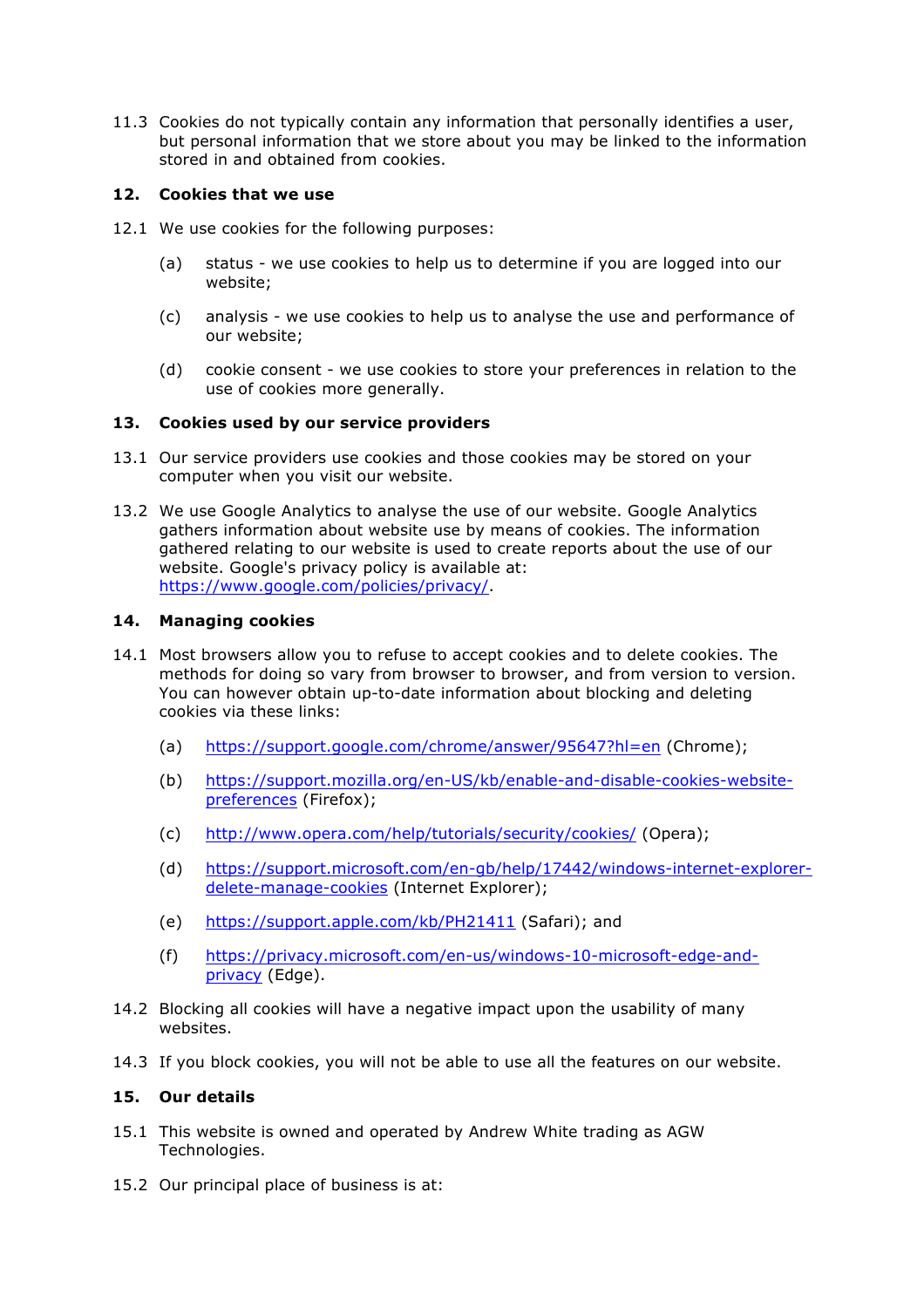11.3 Cookies do not typically contain any information that personally identifies a user, but personal information that we store about you may be linked to the information stored in and obtained from cookies.

## 12. Cookies that we use

12.1 We use cookies for the following purposes:

(a) status - we use cookies to help us to determine if you are logged into our website;

(c) analysis - we use cookies to help us to analyse the use and performance of our website;

(d) cookie consent - we use cookies to store your preferences in relation to the use of cookies more generally.

## 13. Cookies used by our service providers

13.1 Our service providers use cookies and those cookies may be stored on your computer when you visit our website.

13.2 We use Google Analytics to analyse the use of our website. Google Analytics gathers information about website use by means of cookies. The information gathered relating to our website is used to create reports about the use of our website. Google's privacy policy is available at: [https://www.google.com/policies/privacy/](https://www.google.com/policies/privacy/).

## 14. Managing cookies

14.1 Most browsers allow you to refuse to accept cookies and to delete cookies. The methods for doing so vary from browser to browser, and from version to version. You can however obtain up-to-date information about blocking and deleting cookies via these links:

(a) [https://support.google.com/chrome/answer/95647?hl=en](https://support.google.com/chrome/answer/95647?hl=en) (Chrome);

(b) [https://support.mozilla.org/en-US/kb/enable-and-disable-cookies-website-preferences](https://support.mozilla.org/en-US/kb/enable-and-disable-cookies-website-preferences) (Firefox);

(c) [http://www.opera.com/help/tutorials/security/cookies/](http://www.opera.com/help/tutorials/security/cookies/) (Opera);

(d) [https://support.microsoft.com/en-gb/help/17442/windows-internet-explorer-delete-manage-cookies](https://support.microsoft.com/en-gb/help/17442/windows-internet-explorer-delete-manage-cookies) (Internet Explorer);

(e) [https://support.apple.com/kb/PH21411](https://support.apple.com/kb/PH21411) (Safari); and

(f) [https://privacy.microsoft.com/en-us/windows-10-microsoft-edge-and-privacy](https://privacy.microsoft.com/en-us/windows-10-microsoft-edge-and-privacy) (Edge).

14.2 Blocking all cookies will have a negative impact upon the usability of many websites.

14.3 If you block cookies, you will not be able to use all the features on our website.

## 15. Our details

15.1 This website is owned and operated by Andrew White trading as AGW Technologies.

15.2 Our principal place of business is at: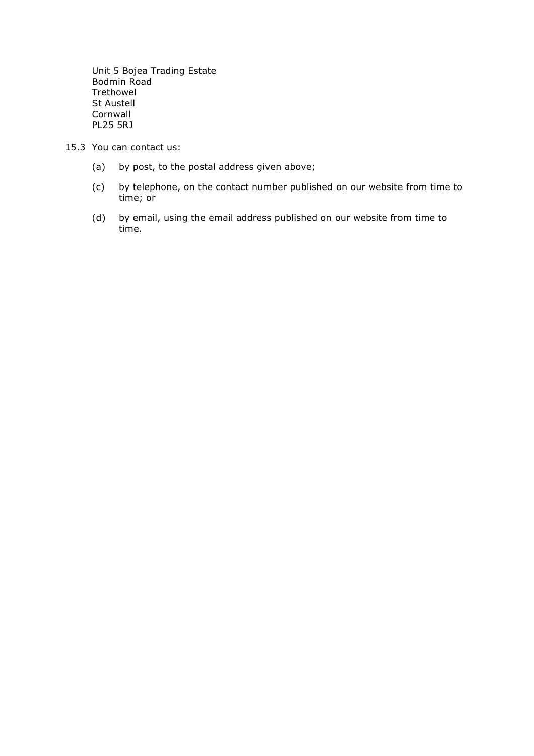Unit 5 Bojea Trading Estate
Bodmin Road
Trethowel
St Austell
Cornwall
PL25 5RJ

15.3 You can contact us:

(a) by post, to the postal address given above;

(c) by telephone, on the contact number published on our website from time to time; or

(d) by email, using the email address published on our website from time to time.